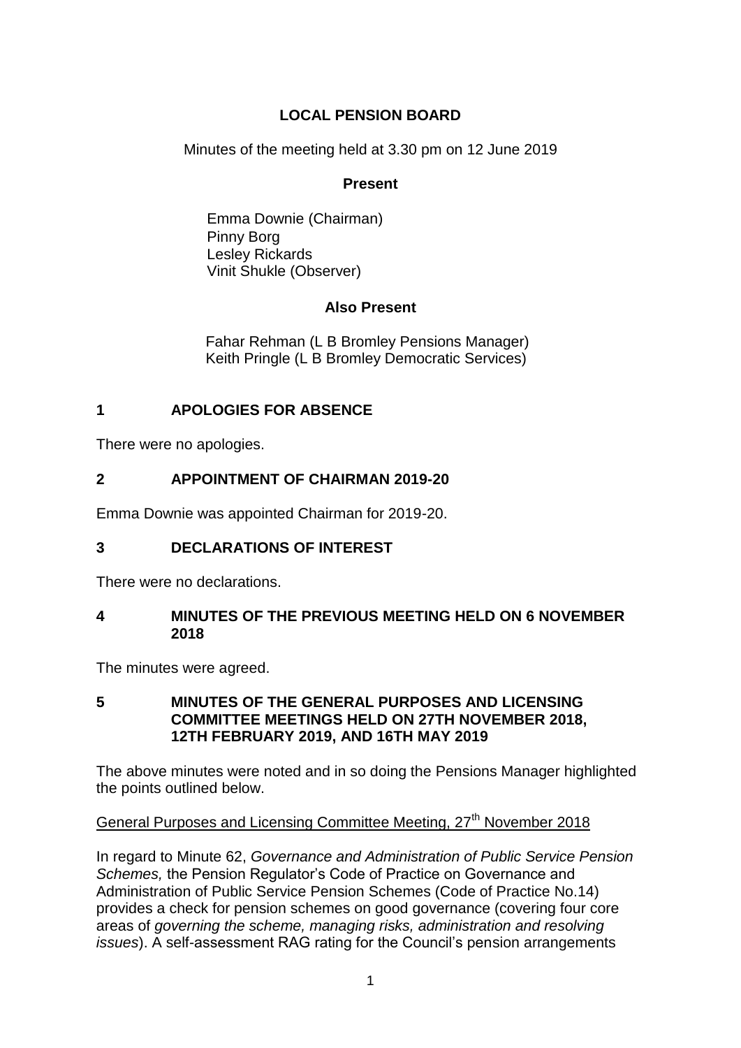# LOCAL PENSION BOARD

Minutes of the meeting held at 3.30 pm on 12 June 2019

## Present

Emma Downie (Chairman)
Pinny Borg
Lesley Rickards
Vinit Shukle (Observer)

## Also Present

Fahar Rehman (L B Bromley Pensions Manager)
Keith Pringle (L B Bromley Democratic Services)

## 1 APOLOGIES FOR ABSENCE

There were no apologies.

## 2 APPOINTMENT OF CHAIRMAN 2019-20

Emma Downie was appointed Chairman for 2019-20.

## 3 DECLARATIONS OF INTEREST

There were no declarations.

## 4 MINUTES OF THE PREVIOUS MEETING HELD ON 6 NOVEMBER 2018

The minutes were agreed.

## 5 MINUTES OF THE GENERAL PURPOSES AND LICENSING COMMITTEE MEETINGS HELD ON 27TH NOVEMBER 2018, 12TH FEBRUARY 2019, AND 16TH MAY 2019

The above minutes were noted and in so doing the Pensions Manager highlighted the points outlined below.

General Purposes and Licensing Committee Meeting, 27th November 2018

In regard to Minute 62, *Governance and Administration of Public Service Pension Schemes,* the Pension Regulator's Code of Practice on Governance and Administration of Public Service Pension Schemes (Code of Practice No.14) provides a check for pension schemes on good governance (covering four core areas of *governing the scheme, managing risks, administration and resolving issues*). A self-assessment RAG rating for the Council's pension arrangements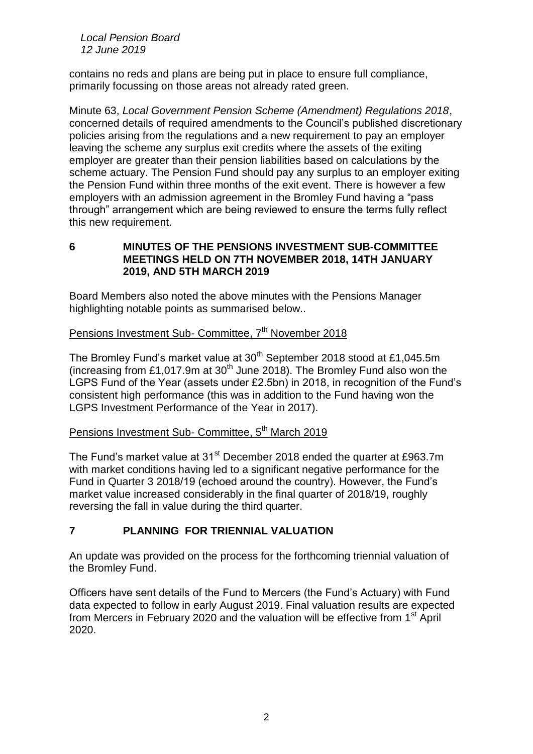contains no reds and plans are being put in place to ensure full compliance, primarily focussing on those areas not already rated green.

Minute 63, *Local Government Pension Scheme (Amendment) Regulations 2018*, concerned details of required amendments to the Council's published discretionary policies arising from the regulations and a new requirement to pay an employer leaving the scheme any surplus exit credits where the assets of the exiting employer are greater than their pension liabilities based on calculations by the scheme actuary. The Pension Fund should pay any surplus to an employer exiting the Pension Fund within three months of the exit event. There is however a few employers with an admission agreement in the Bromley Fund having a "pass through" arrangement which are being reviewed to ensure the terms fully reflect this new requirement.

## 6 MINUTES OF THE PENSIONS INVESTMENT SUB-COMMITTEE MEETINGS HELD ON 7TH NOVEMBER 2018, 14TH JANUARY 2019, AND 5TH MARCH 2019

Board Members also noted the above minutes with the Pensions Manager highlighting notable points as summarised below..

Pensions Investment Sub- Committee, 7th November 2018

The Bromley Fund's market value at 30th September 2018 stood at £1,045.5m (increasing from £1,017.9m at 30th June 2018). The Bromley Fund also won the LGPS Fund of the Year (assets under £2.5bn) in 2018, in recognition of the Fund's consistent high performance (this was in addition to the Fund having won the LGPS Investment Performance of the Year in 2017).

Pensions Investment Sub- Committee, 5th March 2019

The Fund's market value at 31st December 2018 ended the quarter at £963.7m with market conditions having led to a significant negative performance for the Fund in Quarter 3 2018/19 (echoed around the country). However, the Fund's market value increased considerably in the final quarter of 2018/19, roughly reversing the fall in value during the third quarter.

## 7 PLANNING FOR TRIENNIAL VALUATION

An update was provided on the process for the forthcoming triennial valuation of the Bromley Fund.

Officers have sent details of the Fund to Mercers (the Fund's Actuary) with Fund data expected to follow in early August 2019. Final valuation results are expected from Mercers in February 2020 and the valuation will be effective from 1st April 2020.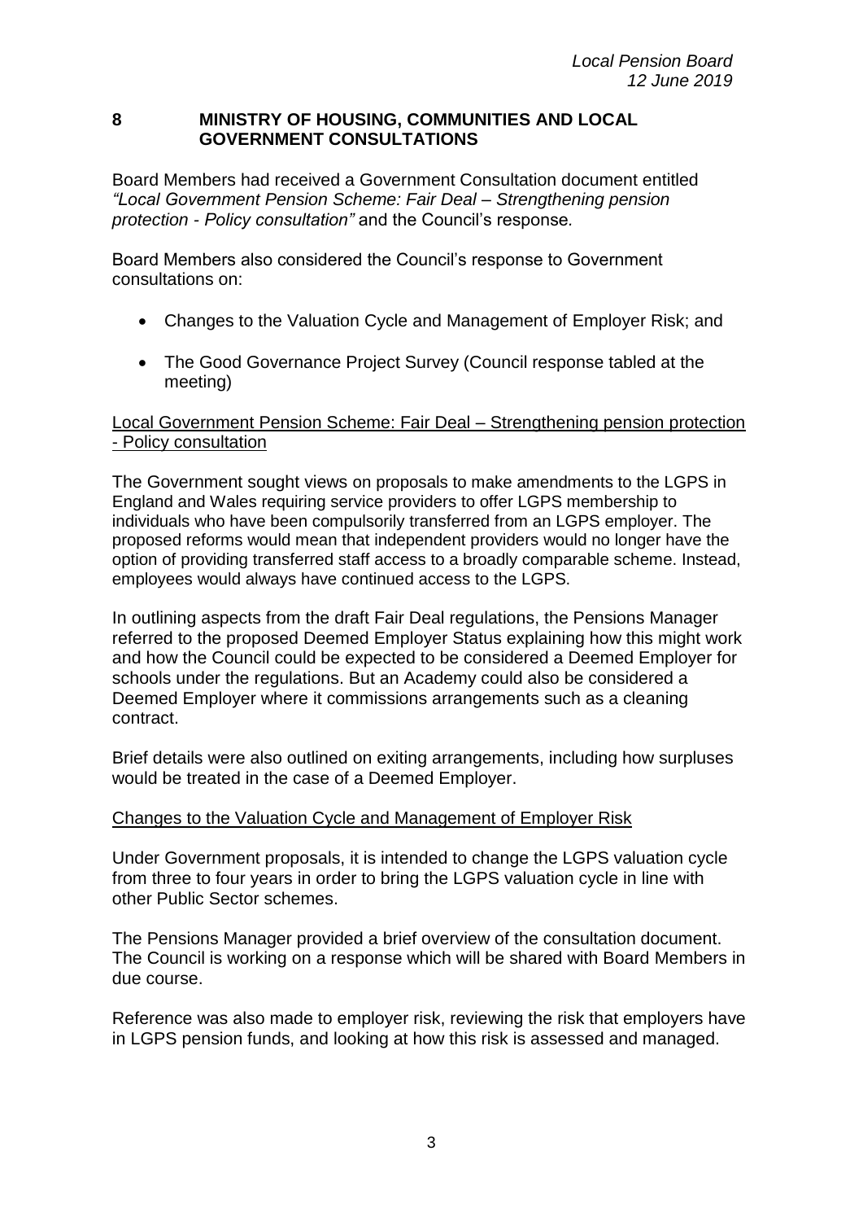## 8 MINISTRY OF HOUSING, COMMUNITIES AND LOCAL GOVERNMENT CONSULTATIONS

Board Members had received a Government Consultation document entitled *"Local Government Pension Scheme: Fair Deal – Strengthening pension protection - Policy consultation"* and the Council's response.

Board Members also considered the Council's response to Government consultations on:

- Changes to the Valuation Cycle and Management of Employer Risk; and
- The Good Governance Project Survey (Council response tabled at the meeting)

<u>Local Government Pension Scheme: Fair Deal – Strengthening pension protection - Policy consultation</u>

The Government sought views on proposals to make amendments to the LGPS in England and Wales requiring service providers to offer LGPS membership to individuals who have been compulsorily transferred from an LGPS employer. The proposed reforms would mean that independent providers would no longer have the option of providing transferred staff access to a broadly comparable scheme. Instead, employees would always have continued access to the LGPS.

In outlining aspects from the draft Fair Deal regulations, the Pensions Manager referred to the proposed Deemed Employer Status explaining how this might work and how the Council could be expected to be considered a Deemed Employer for schools under the regulations. But an Academy could also be considered a Deemed Employer where it commissions arrangements such as a cleaning contract.

Brief details were also outlined on exiting arrangements, including how surpluses would be treated in the case of a Deemed Employer.

<u>Changes to the Valuation Cycle and Management of Employer Risk</u>

Under Government proposals, it is intended to change the LGPS valuation cycle from three to four years in order to bring the LGPS valuation cycle in line with other Public Sector schemes.

The Pensions Manager provided a brief overview of the consultation document. The Council is working on a response which will be shared with Board Members in due course.

Reference was also made to employer risk, reviewing the risk that employers have in LGPS pension funds, and looking at how this risk is assessed and managed.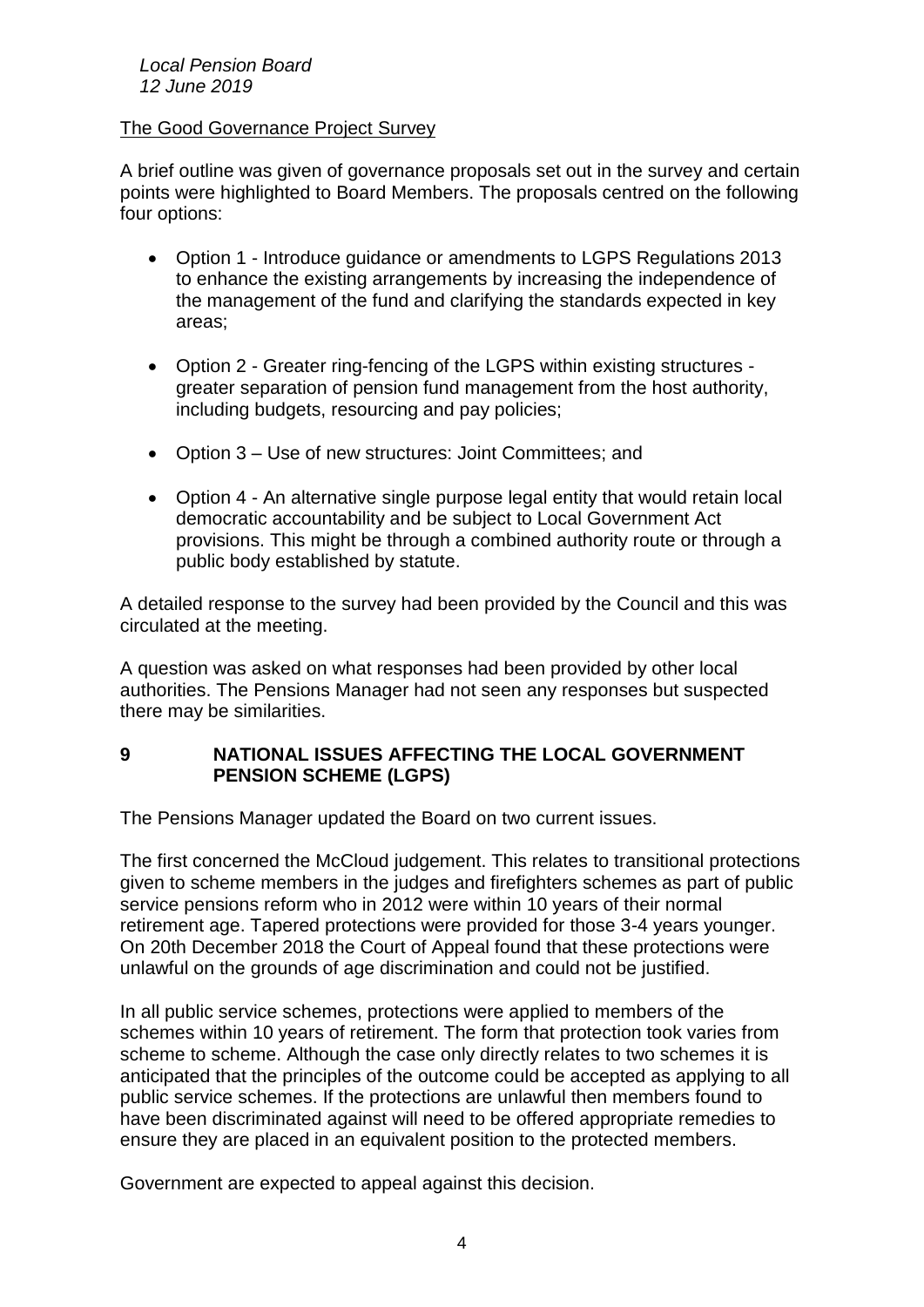### The Good Governance Project Survey

A brief outline was given of governance proposals set out in the survey and certain points were highlighted to Board Members. The proposals centred on the following four options:

- Option 1 - Introduce guidance or amendments to LGPS Regulations 2013 to enhance the existing arrangements by increasing the independence of the management of the fund and clarifying the standards expected in key areas;
- Option 2 - Greater ring-fencing of the LGPS within existing structures - greater separation of pension fund management from the host authority, including budgets, resourcing and pay policies;
- Option 3 – Use of new structures: Joint Committees; and
- Option 4 - An alternative single purpose legal entity that would retain local democratic accountability and be subject to Local Government Act provisions. This might be through a combined authority route or through a public body established by statute.

A detailed response to the survey had been provided by the Council and this was circulated at the meeting.

A question was asked on what responses had been provided by other local authorities. The Pensions Manager had not seen any responses but suspected there may be similarities.

## 9 NATIONAL ISSUES AFFECTING THE LOCAL GOVERNMENT PENSION SCHEME (LGPS)

The Pensions Manager updated the Board on two current issues.

The first concerned the McCloud judgement. This relates to transitional protections given to scheme members in the judges and firefighters schemes as part of public service pensions reform who in 2012 were within 10 years of their normal retirement age. Tapered protections were provided for those 3-4 years younger. On 20th December 2018 the Court of Appeal found that these protections were unlawful on the grounds of age discrimination and could not be justified.

In all public service schemes, protections were applied to members of the schemes within 10 years of retirement. The form that protection took varies from scheme to scheme. Although the case only directly relates to two schemes it is anticipated that the principles of the outcome could be accepted as applying to all public service schemes. If the protections are unlawful then members found to have been discriminated against will need to be offered appropriate remedies to ensure they are placed in an equivalent position to the protected members.

Government are expected to appeal against this decision.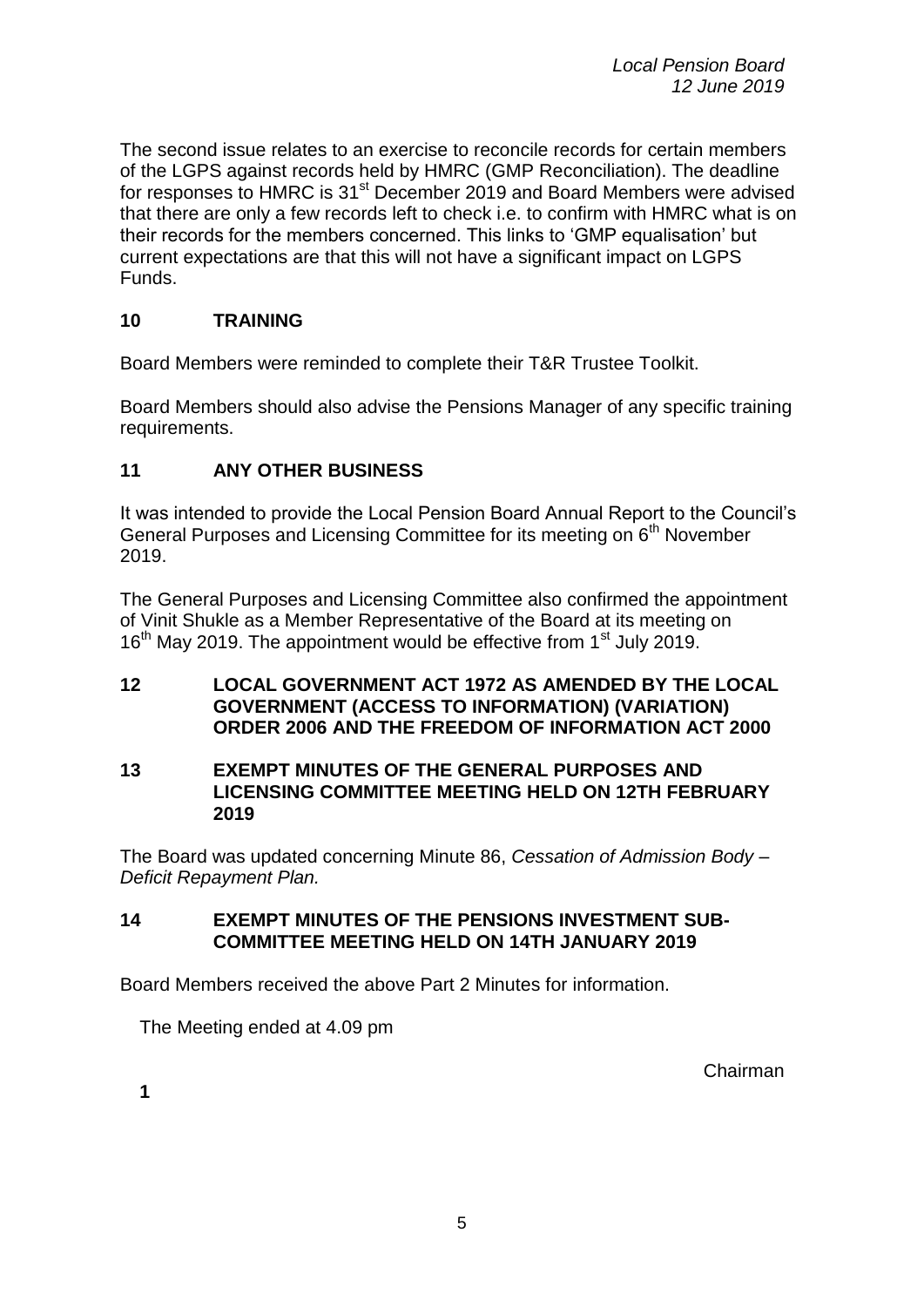The second issue relates to an exercise to reconcile records for certain members of the LGPS against records held by HMRC (GMP Reconciliation). The deadline for responses to HMRC is 31st December 2019 and Board Members were advised that there are only a few records left to check i.e. to confirm with HMRC what is on their records for the members concerned. This links to 'GMP equalisation' but current expectations are that this will not have a significant impact on LGPS Funds.

## 10 TRAINING

Board Members were reminded to complete their T&R Trustee Toolkit.

Board Members should also advise the Pensions Manager of any specific training requirements.

## 11 ANY OTHER BUSINESS

It was intended to provide the Local Pension Board Annual Report to the Council's General Purposes and Licensing Committee for its meeting on 6th November 2019.

The General Purposes and Licensing Committee also confirmed the appointment of Vinit Shukle as a Member Representative of the Board at its meeting on 16th May 2019. The appointment would be effective from 1st July 2019.

## 12 LOCAL GOVERNMENT ACT 1972 AS AMENDED BY THE LOCAL GOVERNMENT (ACCESS TO INFORMATION) (VARIATION) ORDER 2006 AND THE FREEDOM OF INFORMATION ACT 2000

## 13 EXEMPT MINUTES OF THE GENERAL PURPOSES AND LICENSING COMMITTEE MEETING HELD ON 12TH FEBRUARY 2019

The Board was updated concerning Minute 86, *Cessation of Admission Body – Deficit Repayment Plan.*

## 14 EXEMPT MINUTES OF THE PENSIONS INVESTMENT SUB-COMMITTEE MEETING HELD ON 14TH JANUARY 2019

Board Members received the above Part 2 Minutes for information.

The Meeting ended at 4.09 pm

Chairman

**1**